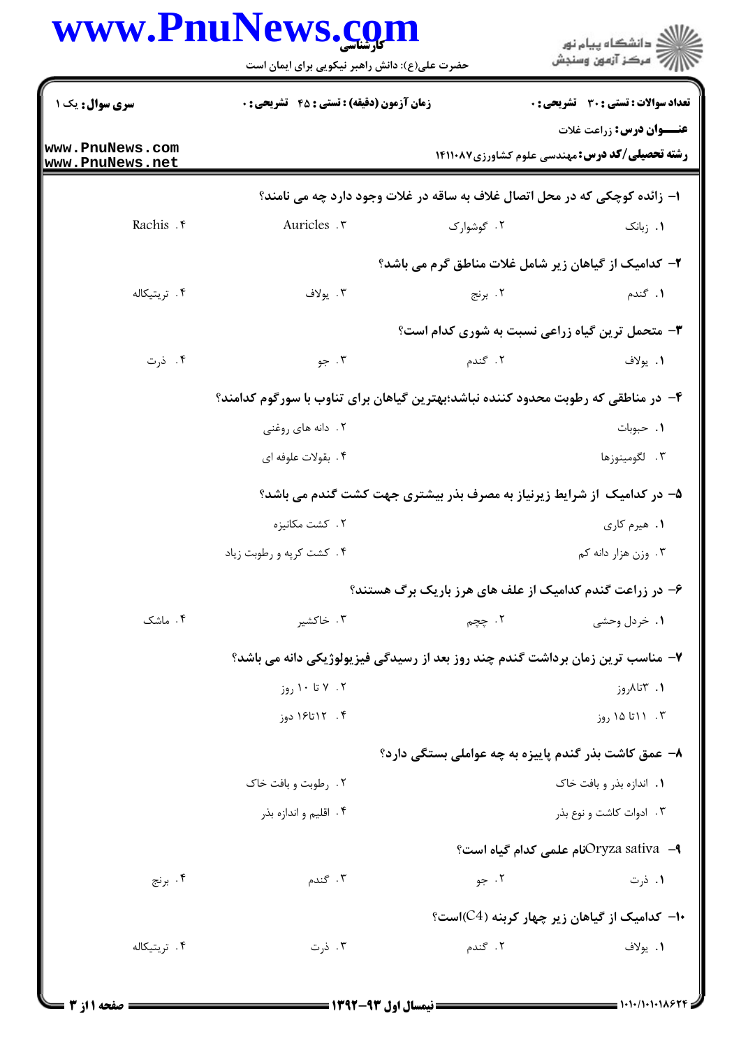سری سوال: یک ۱

زمان آزمون (دقیقه) : تستی : ۴۵  تشریحی : ۰

تعداد سوالات : تستی : ۳۰  تشریحی : ۰

عنـــوان درس: زراعت غلات

رشته تحصیلی/کد درس: مهندسی علوم کشاورزی ۱۴۱۱۰۸۷

۱- زائده کوچکی که در محل اتصال غلاف به ساقه در غلات وجود دارد چه می نامند؟

۱. زبانک  ۲. گوشوارک  ۳. Auricles  ۴. Rachis

۲- کدامیک از گیاهان زیر شامل غلات مناطق گرم می باشد؟

۱. گندم  ۲. برنج  ۳. یولاف  ۴. تریتیکاله

۳- متحمل ترین گیاه زراعی نسبت به شوری کدام است؟

۱. یولاف  ۲. گندم  ۳. جو  ۴. ذرت

۴- در مناطقی که رطوبت محدود کننده نباشد؛بهترین گیاهان برای تناوب با سورگوم کدامند؟

۱. حبوبات  ۲. دانه های روغنی

۳. لگومینوزها  ۴. بقولات علوفه ای

۵- در کدامیک از شرایط زیرنیاز به مصرف بذر بیشتری جهت کشت گندم می باشد؟

۱. هیرم کاری  ۲. کشت مکانیزه

۳. وزن هزار دانه کم  ۴. کشت کرپه و رطوبت زیاد

۶- در زراعت گندم کدامیک از علف های هرز باریک برگ هستند؟

۱. خردل وحشی  ۲. چچم  ۳. خاکشیر  ۴. ماشک

۷- مناسب ترین زمان برداشت گندم چند روز بعد از رسیدگی فیزیولوژیکی دانه می باشد؟

۱. ۳تا۸روز  ۲. ۷ تا ۱۰ روز

۳. ۱۱تا ۱۵ روز  ۴. ۱۲تا۱۶ دوز

۸- عمق کاشت بذر گندم پاییزه به چه عواملی بستگی دارد؟

۱. اندازه بذر و بافت خاک  ۲. رطوبت و بافت خاک

۳. ادوات کاشت و نوع بذر  ۴. اقلیم و اندازه بذر

۹- Oryza sativaنام علمی کدام گیاه است؟

۱. ذرت  ۲. جو  ۳. گندم  ۴. برنج

۱۰- کدامیک از گیاهان زیر چهار کربنه (C4)است؟

۱. یولاف  ۲. گندم  ۳. ذرت  ۴. تریتیکاله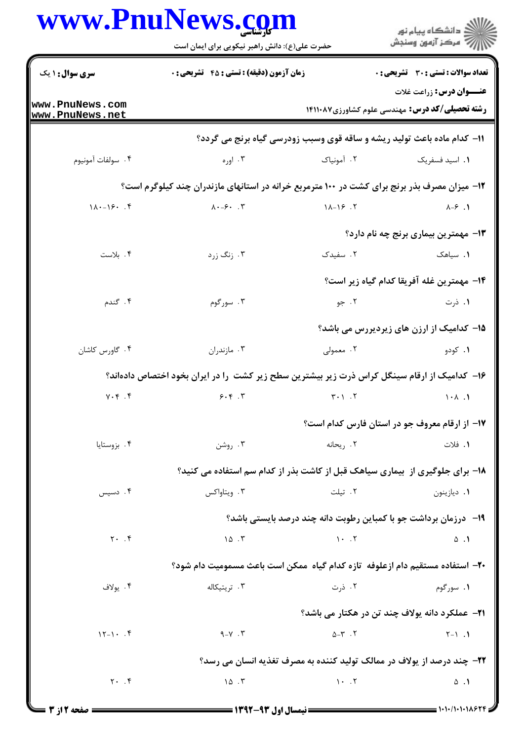سری سوال: ۱ یک

زمان آزمون (دقیقه) : تستی : ۴۵ تشریحی : ۰

تعداد سوالات : تستی : ۳۰ تشریحی : ۰

**عنـــوان درس:** زراعت غلات

**رشته تحصیلی/کد درس:** مهندسی علوم کشاورزی۱۴۱۱۰۸۷

**۱۱-** کدام ماده باعث تولید ریشه و ساقه قوی وسبب زودرسی گیاه برنج می گردد؟

۱. اسید فسفریک ۲. آمونیاک ۳. اوره ۴. سولفات آمونیوم

**۱۲-** میزان مصرف بذر برنج برای کشت در ۱۰۰ مترمربع خزانه در استانهای مازندران چند کیلوگرم است؟

۱. ۶-۸ ۲. ۱۶-۱۸ ۳. ۶۰-۸۰ ۴. ۱۶۰-۱۸۰

**۱۳-** مهمترین بیماری برنج چه نام دارد؟

۱. سیاهک ۲. سفیدک ۳. زنگ زرد ۴. بلاست

**۱۴-** مهمترین غله آفریقا کدام گیاه زیر است؟

۱. ذرت ۲. جو ۳. سورگوم ۴. گندم

**۱۵-** کدامیک از ارزن های زیردیررس می باشد؟

۱. کودو ۲. معمولی ۳. مازندران ۴. گاورس کاشان

**۱۶-** کدامیک از ارقام سینگل کراس ذرت زیر بیشترین سطح زیر کشت را در ایران بخود اختصاص داده‌اند؟

۱. ۱۰۸ ۲. ۳۰۱ ۳. ۶۰۴ ۴. ۷۰۴

**۱۷-** از ارقام معروف جو در استان فارس کدام است؟

۱. فلات ۲. ریحانه ۳. روشن ۴. بزوستایا

**۱۸-** برای جلوگیری از بیماری سیاهک قبل از کاشت بذر از کدام سم استفاده می کنید؟

۱. دیازینون ۲. تیلت ۳. ویتاواکس ۴. دسیس

**۱۹-** درزمان برداشت جو با کمباین رطوبت دانه چند درصد بایستی باشد؟

۱. ۵ ۲. ۱۰ ۳. ۱۵ ۴. ۲۰

**۲۰-** استفاده مستقیم دام ازعلوفه تازه کدام گیاه ممکن است باعث مسمومیت دام شود؟

۱. سورگوم ۲. ذرت ۳. تریتیکاله ۴. یولاف

**۲۱-** عملکرد دانه یولاف چند تن در هکتار می باشد؟

۱. ۱-۲ ۲. ۳-۵ ۳. ۷-۹ ۴. ۱۰-۱۲

**۲۲-** چند درصد از یولاف در ممالک تولید کننده به مصرف تغذیه انسان می رسد؟

۱. ۵ ۲. ۱۰ ۳. ۱۵ ۴. ۲۰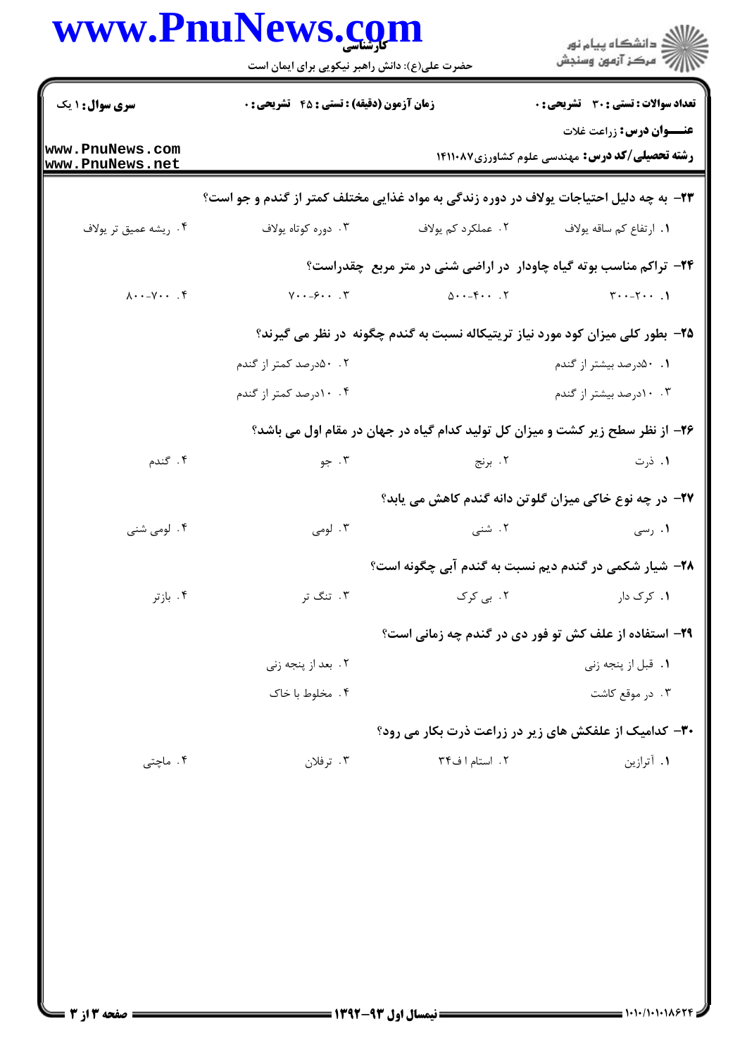۲۳- به چه دلیل احتیاجات یولاف در دوره زندگی به مواد غذایی مختلف کمتر از گندم و جو است؟

۱. ارتفاع کم ساقه یولاف
۲. عملکرد کم یولاف
۳. دوره کوتاه یولاف
۴. ریشه عمیق تر یولاف

۲۴- تراکم مناسب بوته گیاه چاودار در اراضی شنی در متر مربع چقدراست؟

۱. ۲۰۰-۳۰۰
۲. ۴۰۰-۵۰۰
۳. ۶۰۰-۷۰۰
۴. ۷۰۰-۸۰۰

۲۵- بطور کلی میزان کود مورد نیاز تریتیکاله نسبت به گندم چگونه در نظر می گیرند؟

۱. ۵۰درصد بیشتر از گندم
۲. ۵۰درصد کمتر از گندم
۳. ۱۰درصد بیشتر از گندم
۴. ۱۰درصد کمتر از گندم

۲۶- از نظر سطح زیر کشت و میزان کل تولید کدام گیاه در جهان در مقام اول می باشد؟

۱. ذرت
۲. برنج
۳. جو
۴. گندم

۲۷- در چه نوع خاکی میزان گلوتن دانه گندم کاهش می یابد؟

۱. رسی
۲. شنی
۳. لومی
۴. لومی شنی

۲۸- شیار شکمی در گندم دیم نسبت به گندم آبی چگونه است؟

۱. کرک دار
۲. بی کرک
۳. تنگ تر
۴. بازتر

۲۹- استفاده از علف کش تو فور دی در گندم چه زمانی است؟

۱. قبل از پنجه زنی
۲. بعد از پنجه زنی
۳. در موقع کاشت
۴. مخلوط با خاک

۳۰- کدامیک از علفکش های زیر در زراعت ذرت بکار می رود؟

۱. آترازین
۲. استام ا ف۳۴
۳. ترفلان
۴. ماچتی